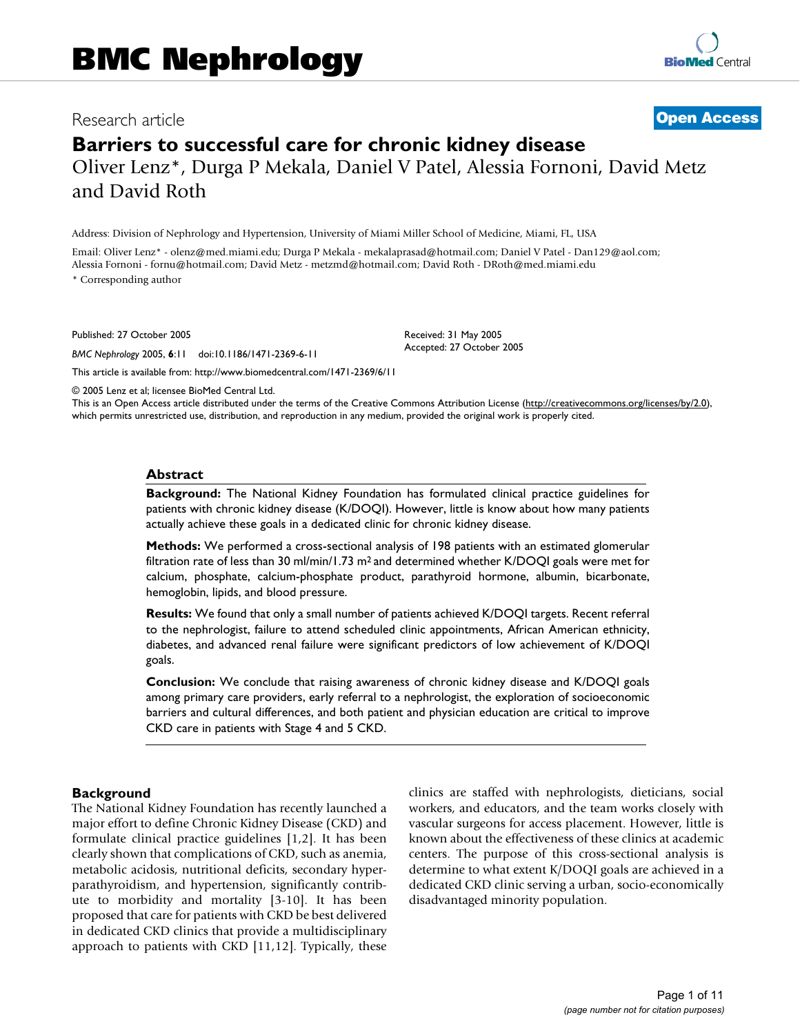# Barriers to successful care for chronic kidney disease

Research article — Open Access

Oliver Lenz*, Durga P Mekala, Daniel V Patel, Alessia Fornoni, David Metz and David Roth

Address: Division of Nephrology and Hypertension, University of Miami Miller School of Medicine, Miami, FL, USA

Email: Oliver Lenz* - olenz@med.miami.edu; Durga P Mekala - mekalaprasad@hotmail.com; Daniel V Patel - Dan129@aol.com; Alessia Fornoni - fornu@hotmail.com; David Metz - metzmd@hotmail.com; David Roth - DRoth@med.miami.edu

\* Corresponding author

Published: 27 October 2005

*BMC Nephrology* 2005, **6**:11 doi:10.1186/1471-2369-6-11

Received: 31 May 2005
Accepted: 27 October 2005

This article is available from: http://www.biomedcentral.com/1471-2369/6/11

© 2005 Lenz et al; licensee BioMed Central Ltd.

This is an Open Access article distributed under the terms of the Creative Commons Attribution License (http://creativecommons.org/licenses/by/2.0), which permits unrestricted use, distribution, and reproduction in any medium, provided the original work is properly cited.

## Abstract

**Background:** The National Kidney Foundation has formulated clinical practice guidelines for patients with chronic kidney disease (K/DOQI). However, little is know about how many patients actually achieve these goals in a dedicated clinic for chronic kidney disease.

**Methods:** We performed a cross-sectional analysis of 198 patients with an estimated glomerular filtration rate of less than 30 ml/min/1.73 $m^2$ and determined whether K/DOQI goals were met for calcium, phosphate, calcium-phosphate product, parathyroid hormone, albumin, bicarbonate, hemoglobin, lipids, and blood pressure.

**Results:** We found that only a small number of patients achieved K/DOQI targets. Recent referral to the nephrologist, failure to attend scheduled clinic appointments, African American ethnicity, diabetes, and advanced renal failure were significant predictors of low achievement of K/DOQI goals.

**Conclusion:** We conclude that raising awareness of chronic kidney disease and K/DOQI goals among primary care providers, early referral to a nephrologist, the exploration of socioeconomic barriers and cultural differences, and both patient and physician education are critical to improve CKD care in patients with Stage 4 and 5 CKD.

## Background

The National Kidney Foundation has recently launched a major effort to define Chronic Kidney Disease (CKD) and formulate clinical practice guidelines [1,2]. It has been clearly shown that complications of CKD, such as anemia, metabolic acidosis, nutritional deficits, secondary hyperparathyroidism, and hypertension, significantly contribute to morbidity and mortality [3-10]. It has been proposed that care for patients with CKD be best delivered in dedicated CKD clinics that provide a multidisciplinary approach to patients with CKD [11,12]. Typically, these clinics are staffed with nephrologists, dieticians, social workers, and educators, and the team works closely with vascular surgeons for access placement. However, little is known about the effectiveness of these clinics at academic centers. The purpose of this cross-sectional analysis is determine to what extent K/DOQI goals are achieved in a dedicated CKD clinic serving a urban, socio-economically disadvantaged minority population.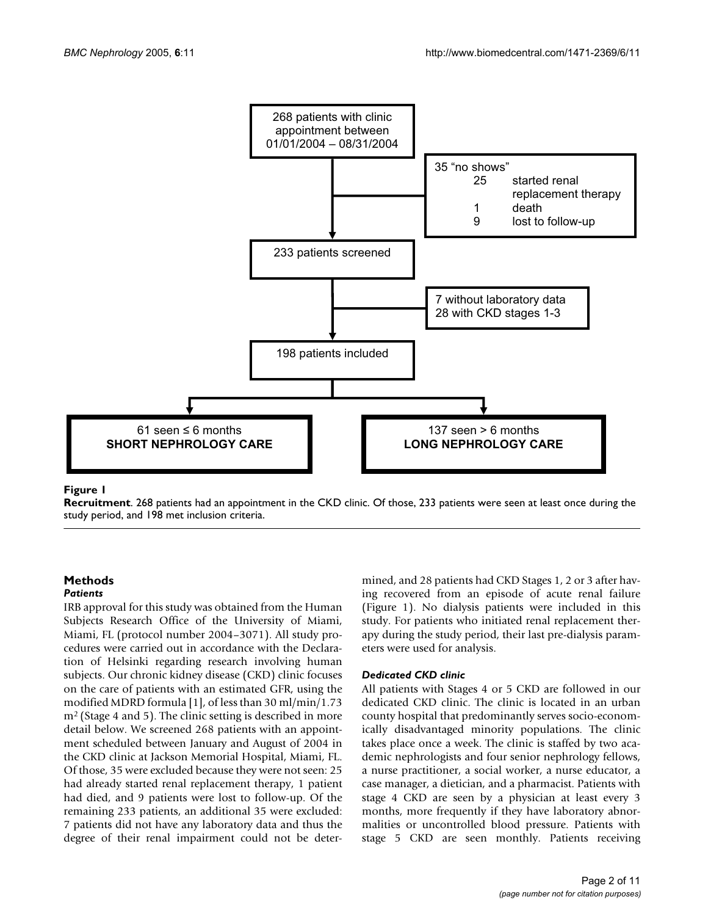268 patients with clinic appointment between 01/01/2004 – 08/31/2004

35 "no shows"
- 25 started renal replacement therapy
- 1 death
- 9 lost to follow-up

233 patients screened

7 without laboratory data
28 with CKD stages 1-3

198 patients included

61 seen ≤ 6 months **SHORT NEPHROLOGY CARE**

137 seen > 6 months **LONG NEPHROLOGY CARE**

**Figure 1**

**Recruitment**. 268 patients had an appointment in the CKD clinic. Of those, 233 patients were seen at least once during the study period, and 198 met inclusion criteria.

## Methods

### *Patients*

IRB approval for this study was obtained from the Human Subjects Research Office of the University of Miami, Miami, FL (protocol number 2004–3071). All study procedures were carried out in accordance with the Declaration of Helsinki regarding research involving human subjects. Our chronic kidney disease (CKD) clinic focuses on the care of patients with an estimated GFR, using the modified MDRD formula [1], of less than 30 ml/min/1.73 $m^2$ (Stage 4 and 5). The clinic setting is described in more detail below. We screened 268 patients with an appointment scheduled between January and August of 2004 in the CKD clinic at Jackson Memorial Hospital, Miami, FL. Of those, 35 were excluded because they were not seen: 25 had already started renal replacement therapy, 1 patient had died, and 9 patients were lost to follow-up. Of the remaining 233 patients, an additional 35 were excluded: 7 patients did not have any laboratory data and thus the degree of their renal impairment could not be determined, and 28 patients had CKD Stages 1, 2 or 3 after having recovered from an episode of acute renal failure (Figure 1). No dialysis patients were included in this study. For patients who initiated renal replacement therapy during the study period, their last pre-dialysis parameters were used for analysis.

### *Dedicated CKD clinic*

All patients with Stages 4 or 5 CKD are followed in our dedicated CKD clinic. The clinic is located in an urban county hospital that predominantly serves socio-economically disadvantaged minority populations. The clinic takes place once a week. The clinic is staffed by two academic nephrologists and four senior nephrology fellows, a nurse practitioner, a social worker, a nurse educator, a case manager, a dietician, and a pharmacist. Patients with stage 4 CKD are seen by a physician at least every 3 months, more frequently if they have laboratory abnormalities or uncontrolled blood pressure. Patients with stage 5 CKD are seen monthly. Patients receiving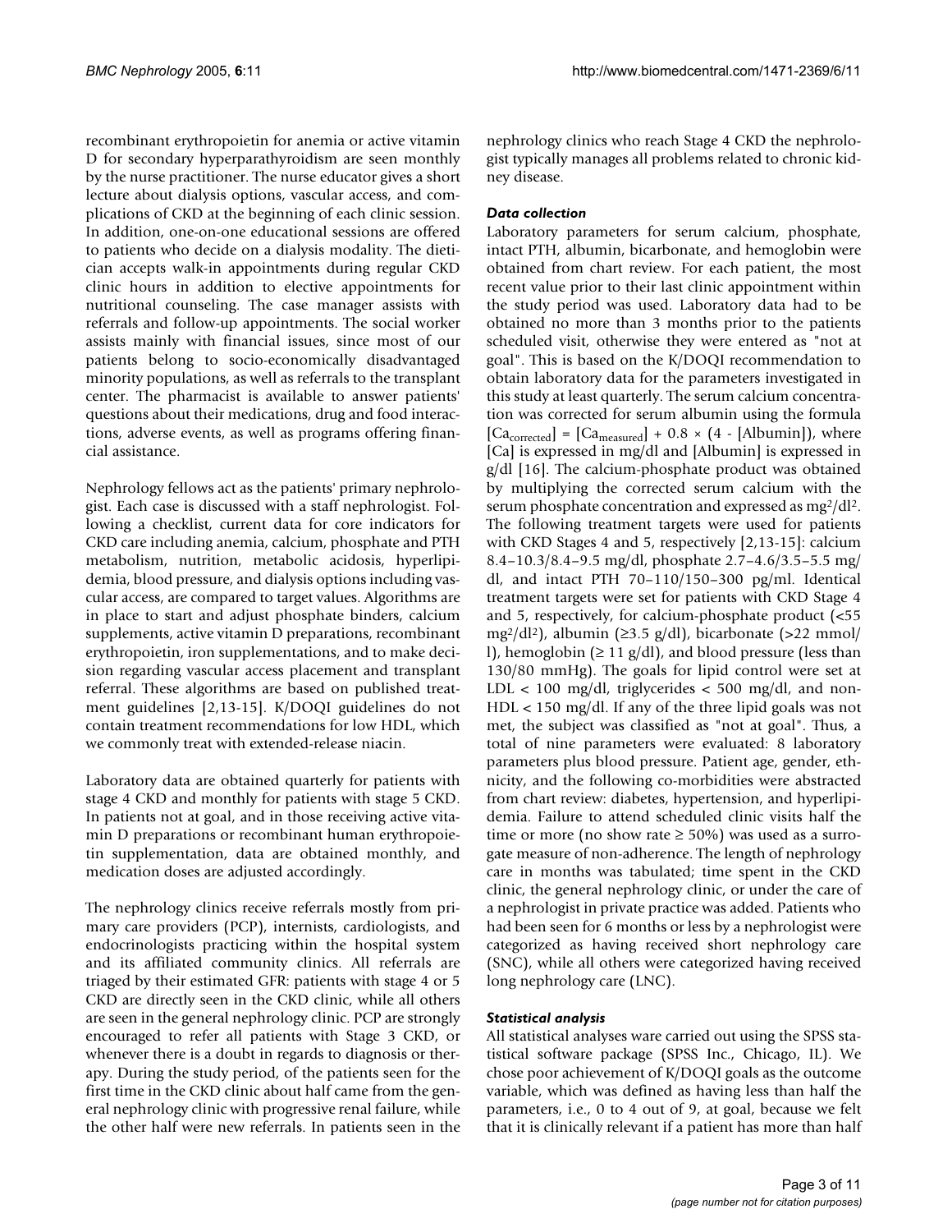recombinant erythropoietin for anemia or active vitamin D for secondary hyperparathyroidism are seen monthly by the nurse practitioner. The nurse educator gives a short lecture about dialysis options, vascular access, and complications of CKD at the beginning of each clinic session. In addition, one-on-one educational sessions are offered to patients who decide on a dialysis modality. The dietician accepts walk-in appointments during regular CKD clinic hours in addition to elective appointments for nutritional counseling. The case manager assists with referrals and follow-up appointments. The social worker assists mainly with financial issues, since most of our patients belong to socio-economically disadvantaged minority populations, as well as referrals to the transplant center. The pharmacist is available to answer patients' questions about their medications, drug and food interactions, adverse events, as well as programs offering financial assistance.

Nephrology fellows act as the patients' primary nephrologist. Each case is discussed with a staff nephrologist. Following a checklist, current data for core indicators for CKD care including anemia, calcium, phosphate and PTH metabolism, nutrition, metabolic acidosis, hyperlipidemia, blood pressure, and dialysis options including vascular access, are compared to target values. Algorithms are in place to start and adjust phosphate binders, calcium supplements, active vitamin D preparations, recombinant erythropoietin, iron supplementations, and to make decision regarding vascular access placement and transplant referral. These algorithms are based on published treatment guidelines [2,13-15]. K/DOQI guidelines do not contain treatment recommendations for low HDL, which we commonly treat with extended-release niacin.

Laboratory data are obtained quarterly for patients with stage 4 CKD and monthly for patients with stage 5 CKD. In patients not at goal, and in those receiving active vitamin D preparations or recombinant human erythropoietin supplementation, data are obtained monthly, and medication doses are adjusted accordingly.

The nephrology clinics receive referrals mostly from primary care providers (PCP), internists, cardiologists, and endocrinologists practicing within the hospital system and its affiliated community clinics. All referrals are triaged by their estimated GFR: patients with stage 4 or 5 CKD are directly seen in the CKD clinic, while all others are seen in the general nephrology clinic. PCP are strongly encouraged to refer all patients with Stage 3 CKD, or whenever there is a doubt in regards to diagnosis or therapy. During the study period, of the patients seen for the first time in the CKD clinic about half came from the general nephrology clinic with progressive renal failure, while the other half were new referrals. In patients seen in the nephrology clinics who reach Stage 4 CKD the nephrologist typically manages all problems related to chronic kidney disease.

### *Data collection*

Laboratory parameters for serum calcium, phosphate, intact PTH, albumin, bicarbonate, and hemoglobin were obtained from chart review. For each patient, the most recent value prior to their last clinic appointment within the study period was used. Laboratory data had to be obtained no more than 3 months prior to the patients scheduled visit, otherwise they were entered as "not at goal". This is based on the K/DOQI recommendation to obtain laboratory data for the parameters investigated in this study at least quarterly. The serum calcium concentration was corrected for serum albumin using the formula $[Ca_{corrected}] = [Ca_{measured}] + 0.8 \times (4 - [Albumin])$, where [Ca] is expressed in mg/dl and [Albumin] is expressed in g/dl [16]. The calcium-phosphate product was obtained by multiplying the corrected serum calcium with the serum phosphate concentration and expressed as $mg^2/dl^2$. The following treatment targets were used for patients with CKD Stages 4 and 5, respectively [2,13-15]: calcium 8.4–10.3/8.4–9.5 mg/dl, phosphate 2.7–4.6/3.5–5.5 mg/dl, and intact PTH 70–110/150–300 pg/ml. Identical treatment targets were set for patients with CKD Stage 4 and 5, respectively, for calcium-phosphate product (<55 $mg^2/dl^2$), albumin (≥3.5 g/dl), bicarbonate (>22 mmol/l), hemoglobin (≥ 11 g/dl), and blood pressure (less than 130/80 mmHg). The goals for lipid control were set at LDL < 100 mg/dl, triglycerides < 500 mg/dl, and non-HDL < 150 mg/dl. If any of the three lipid goals was not met, the subject was classified as "not at goal". Thus, a total of nine parameters were evaluated: 8 laboratory parameters plus blood pressure. Patient age, gender, ethnicity, and the following co-morbidities were abstracted from chart review: diabetes, hypertension, and hyperlipidemia. Failure to attend scheduled clinic visits half the time or more (no show rate ≥ 50%) was used as a surrogate measure of non-adherence. The length of nephrology care in months was tabulated; time spent in the CKD clinic, the general nephrology clinic, or under the care of a nephrologist in private practice was added. Patients who had been seen for 6 months or less by a nephrologist were categorized as having received short nephrology care (SNC), while all others were categorized having received long nephrology care (LNC).

### *Statistical analysis*

All statistical analyses ware carried out using the SPSS statistical software package (SPSS Inc., Chicago, IL). We chose poor achievement of K/DOQI goals as the outcome variable, which was defined as having less than half the parameters, i.e., 0 to 4 out of 9, at goal, because we felt that it is clinically relevant if a patient has more than half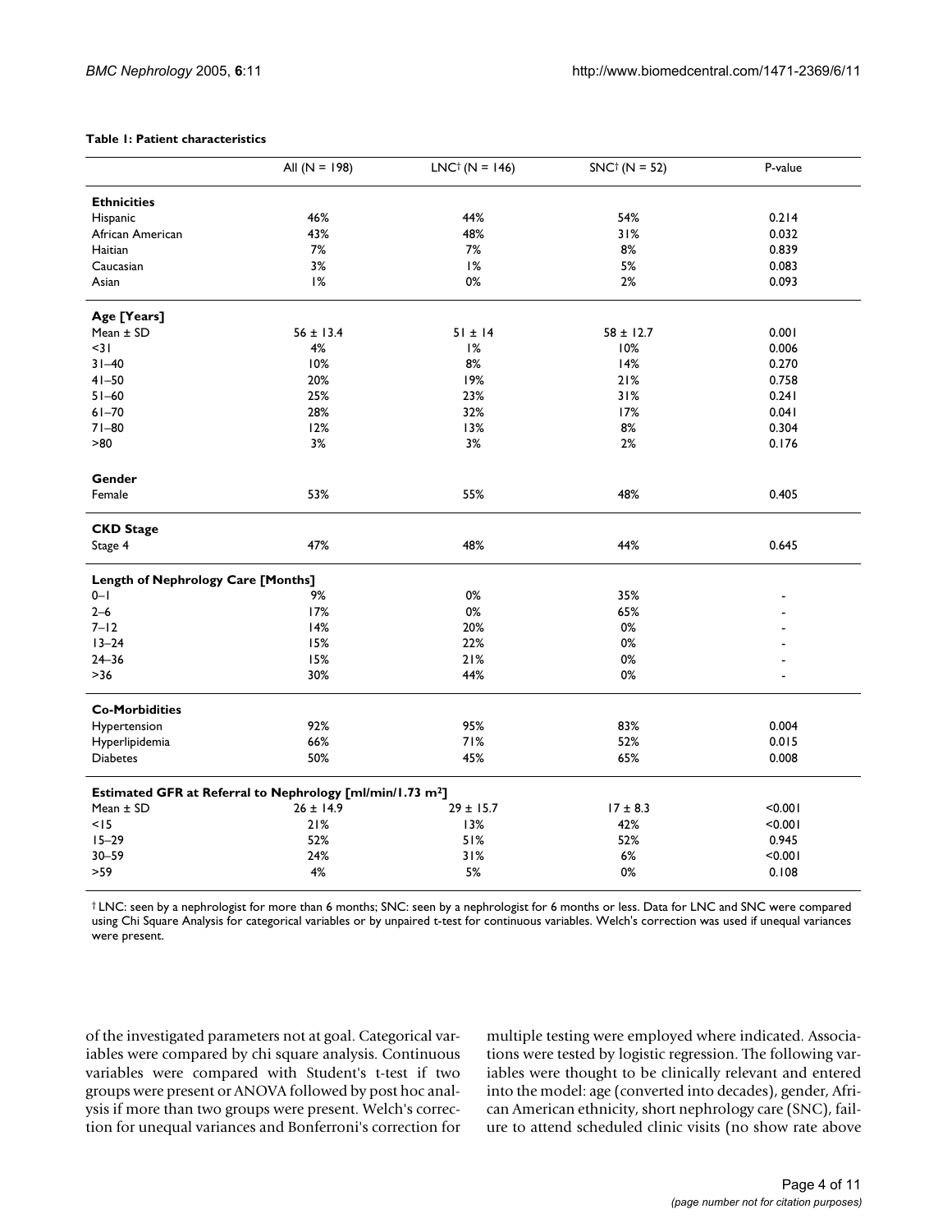**Table 1: Patient characteristics**

| | All (N = 198) | LNC† (N = 146) | SNC† (N = 52) | P-value |
|---|---|---|---|---|
| **Ethnicities** | | | | |
| Hispanic | 46% | 44% | 54% | 0.214 |
| African American | 43% | 48% | 31% | 0.032 |
| Haitian | 7% | 7% | 8% | 0.839 |
| Caucasian | 3% | 1% | 5% | 0.083 |
| Asian | 1% | 0% | 2% | 0.093 |
| **Age [Years]** | | | | |
| Mean ± SD | 56 ± 13.4 | 51 ± 14 | 58 ± 12.7 | 0.001 |
| <31 | 4% | 1% | 10% | 0.006 |
| 31–40 | 10% | 8% | 14% | 0.270 |
| 41–50 | 20% | 19% | 21% | 0.758 |
| 51–60 | 25% | 23% | 31% | 0.241 |
| 61–70 | 28% | 32% | 17% | 0.041 |
| 71–80 | 12% | 13% | 8% | 0.304 |
| >80 | 3% | 3% | 2% | 0.176 |
| **Gender** | | | | |
| Female | 53% | 55% | 48% | 0.405 |
| **CKD Stage** | | | | |
| Stage 4 | 47% | 48% | 44% | 0.645 |
| **Length of Nephrology Care [Months]** | | | | |
| 0–1 | 9% | 0% | 35% | - |
| 2–6 | 17% | 0% | 65% | - |
| 7–12 | 14% | 20% | 0% | - |
| 13–24 | 15% | 22% | 0% | - |
| 24–36 | 15% | 21% | 0% | - |
| >36 | 30% | 44% | 0% | - |
| **Co-Morbidities** | | | | |
| Hypertension | 92% | 95% | 83% | 0.004 |
| Hyperlipidemia | 66% | 71% | 52% | 0.015 |
| Diabetes | 50% | 45% | 65% | 0.008 |
| **Estimated GFR at Referral to Nephrology [ml/min/1.73 m²]** | | | | |
| Mean ± SD | 26 ± 14.9 | 29 ± 15.7 | 17 ± 8.3 | <0.001 |
| <15 | 21% | 13% | 42% | <0.001 |
| 15–29 | 52% | 51% | 52% | 0.945 |
| 30–59 | 24% | 31% | 6% | <0.001 |
| >59 | 4% | 5% | 0% | 0.108 |

† LNC: seen by a nephrologist for more than 6 months; SNC: seen by a nephrologist for 6 months or less. Data for LNC and SNC were compared using Chi Square Analysis for categorical variables or by unpaired t-test for continuous variables. Welch's correction was used if unequal variances were present.

of the investigated parameters not at goal. Categorical variables were compared by chi square analysis. Continuous variables were compared with Student's t-test if two groups were present or ANOVA followed by post hoc analysis if more than two groups were present. Welch's correction for unequal variances and Bonferroni's correction for multiple testing were employed where indicated. Associations were tested by logistic regression. The following variables were thought to be clinically relevant and entered into the model: age (converted into decades), gender, African American ethnicity, short nephrology care (SNC), failure to attend scheduled clinic visits (no show rate above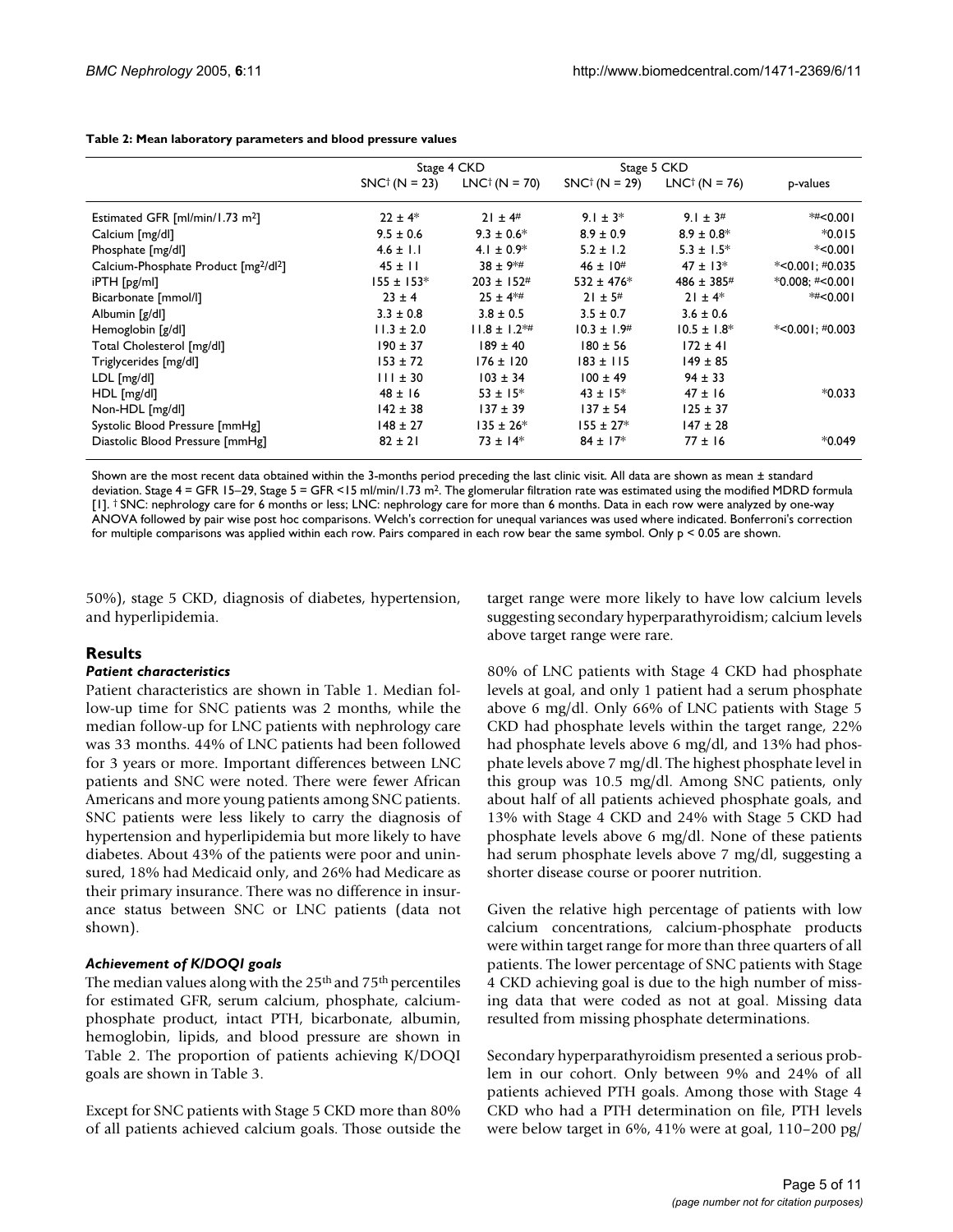**Table 2: Mean laboratory parameters and blood pressure values**

| | Stage 4 CKD | | Stage 5 CKD | | |
|---|---|---|---|---|---|
| | SNC† (N = 23) | LNC† (N = 70) | SNC† (N = 29) | LNC† (N = 76) | p-values |
| Estimated GFR [ml/min/1.73 m²] | 22 ± 4* | 21 ± 4# | 9.1 ± 3* | 9.1 ± 3# | *#<0.001 |
| Calcium [mg/dl] | 9.5 ± 0.6 | 9.3 ± 0.6* | 8.9 ± 0.9 | 8.9 ± 0.8* | *0.015 |
| Phosphate [mg/dl] | 4.6 ± 1.1 | 4.1 ± 0.9* | 5.2 ± 1.2 | 5.3 ± 1.5* | *<0.001 |
| Calcium-Phosphate Product [mg²/dl²] | 45 ± 11 | 38 ± 9*# | 46 ± 10# | 47 ± 13* | *<0.001; #0.035 |
| iPTH [pg/ml] | 155 ± 153* | 203 ± 152# | 532 ± 476* | 486 ± 385# | *0.008; #<0.001 |
| Bicarbonate [mmol/l] | 23 ± 4 | 25 ± 4*# | 21 ± 5# | 21 ± 4* | *#<0.001 |
| Albumin [g/dl] | 3.3 ± 0.8 | 3.8 ± 0.5 | 3.5 ± 0.7 | 3.6 ± 0.6 | |
| Hemoglobin [g/dl] | 11.3 ± 2.0 | 11.8 ± 1.2*# | 10.3 ± 1.9# | 10.5 ± 1.8* | *<0.001; #0.003 |
| Total Cholesterol [mg/dl] | 190 ± 37 | 189 ± 40 | 180 ± 56 | 172 ± 41 | |
| Triglycerides [mg/dl] | 153 ± 72 | 176 ± 120 | 183 ± 115 | 149 ± 85 | |
| LDL [mg/dl] | 111 ± 30 | 103 ± 34 | 100 ± 49 | 94 ± 33 | |
| HDL [mg/dl] | 48 ± 16 | 53 ± 15* | 43 ± 15* | 47 ± 16 | *0.033 |
| Non-HDL [mg/dl] | 142 ± 38 | 137 ± 39 | 137 ± 54 | 125 ± 37 | |
| Systolic Blood Pressure [mmHg] | 148 ± 27 | 135 ± 26* | 155 ± 27* | 147 ± 28 | |
| Diastolic Blood Pressure [mmHg] | 82 ± 21 | 73 ± 14* | 84 ± 17* | 77 ± 16 | *0.049 |

Shown are the most recent data obtained within the 3-months period preceding the last clinic visit. All data are shown as mean ± standard deviation. Stage 4 = GFR 15–29, Stage 5 = GFR <15 ml/min/1.73 m². The glomerular filtration rate was estimated using the modified MDRD formula [1]. † SNC: nephrology care for 6 months or less; LNC: nephrology care for more than 6 months. Data in each row were analyzed by one-way ANOVA followed by pair wise post hoc comparisons. Welch's correction for unequal variances was used where indicated. Bonferroni's correction for multiple comparisons was applied within each row. Pairs compared in each row bear the same symbol. Only p < 0.05 are shown.

50%), stage 5 CKD, diagnosis of diabetes, hypertension, and hyperlipidemia.

## Results

### *Patient characteristics*

Patient characteristics are shown in Table 1. Median follow-up time for SNC patients was 2 months, while the median follow-up for LNC patients with nephrology care was 33 months. 44% of LNC patients had been followed for 3 years or more. Important differences between LNC patients and SNC were noted. There were fewer African Americans and more young patients among SNC patients. SNC patients were less likely to carry the diagnosis of hypertension and hyperlipidemia but more likely to have diabetes. About 43% of the patients were poor and uninsured, 18% had Medicaid only, and 26% had Medicare as their primary insurance. There was no difference in insurance status between SNC or LNC patients (data not shown).

### *Achievement of K/DOQI goals*

The median values along with the 25th and 75th percentiles for estimated GFR, serum calcium, phosphate, calcium-phosphate product, intact PTH, bicarbonate, albumin, hemoglobin, lipids, and blood pressure are shown in Table 2. The proportion of patients achieving K/DOQI goals are shown in Table 3.

Except for SNC patients with Stage 5 CKD more than 80% of all patients achieved calcium goals. Those outside the target range were more likely to have low calcium levels suggesting secondary hyperparathyroidism; calcium levels above target range were rare.

80% of LNC patients with Stage 4 CKD had phosphate levels at goal, and only 1 patient had a serum phosphate above 6 mg/dl. Only 66% of LNC patients with Stage 5 CKD had phosphate levels within the target range, 22% had phosphate levels above 6 mg/dl, and 13% had phosphate levels above 7 mg/dl. The highest phosphate level in this group was 10.5 mg/dl. Among SNC patients, only about half of all patients achieved phosphate goals, and 13% with Stage 4 CKD and 24% with Stage 5 CKD had phosphate levels above 6 mg/dl. None of these patients had serum phosphate levels above 7 mg/dl, suggesting a shorter disease course or poorer nutrition.

Given the relative high percentage of patients with low calcium concentrations, calcium-phosphate products were within target range for more than three quarters of all patients. The lower percentage of SNC patients with Stage 4 CKD achieving goal is due to the high number of missing data that were coded as not at goal. Missing data resulted from missing phosphate determinations.

Secondary hyperparathyroidism presented a serious problem in our cohort. Only between 9% and 24% of all patients achieved PTH goals. Among those with Stage 4 CKD who had a PTH determination on file, PTH levels were below target in 6%, 41% were at goal, 110–200 pg/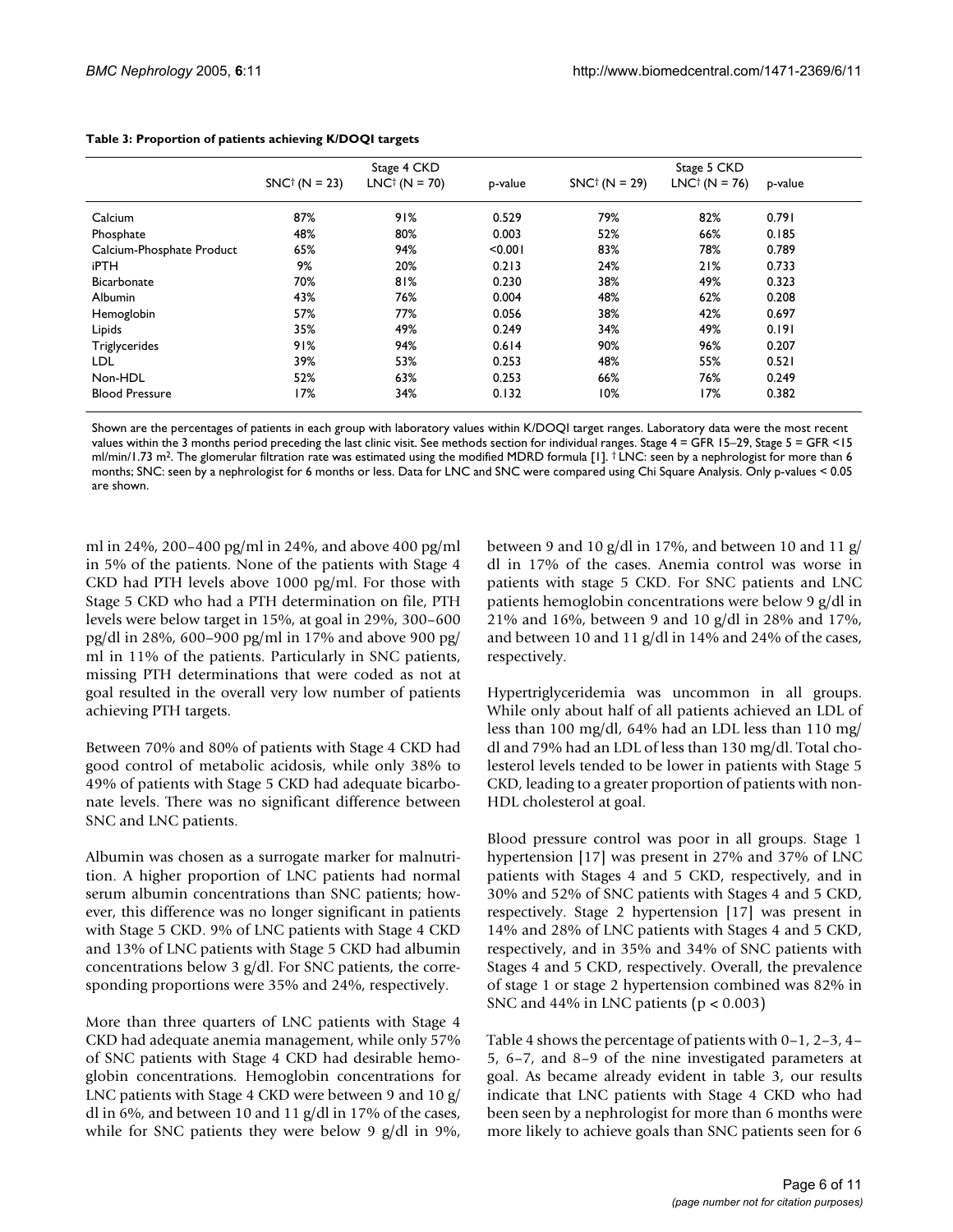**Table 3: Proportion of patients achieving K/DOQI targets**

| | Stage 4 CKD | | | Stage 5 CKD | | |
|---|---|---|---|---|---|---|
| | SNC† (N = 23) | LNC† (N = 70) | p-value | SNC† (N = 29) | LNC† (N = 76) | p-value |
| Calcium | 87% | 91% | 0.529 | 79% | 82% | 0.791 |
| Phosphate | 48% | 80% | 0.003 | 52% | 66% | 0.185 |
| Calcium-Phosphate Product | 65% | 94% | <0.001 | 83% | 78% | 0.789 |
| iPTH | 9% | 20% | 0.213 | 24% | 21% | 0.733 |
| Bicarbonate | 70% | 81% | 0.230 | 38% | 49% | 0.323 |
| Albumin | 43% | 76% | 0.004 | 48% | 62% | 0.208 |
| Hemoglobin | 57% | 77% | 0.056 | 38% | 42% | 0.697 |
| Lipids | 35% | 49% | 0.249 | 34% | 49% | 0.191 |
| Triglycerides | 91% | 94% | 0.614 | 90% | 96% | 0.207 |
| LDL | 39% | 53% | 0.253 | 48% | 55% | 0.521 |
| Non-HDL | 52% | 63% | 0.253 | 66% | 76% | 0.249 |
| Blood Pressure | 17% | 34% | 0.132 | 10% | 17% | 0.382 |

Shown are the percentages of patients in each group with laboratory values within K/DOQI target ranges. Laboratory data were the most recent values within the 3 months period preceding the last clinic visit. See methods section for individual ranges. Stage 4 = GFR 15–29, Stage 5 = GFR <15 ml/min/1.73 m$^2$. The glomerular filtration rate was estimated using the modified MDRD formula [1]. † LNC: seen by a nephrologist for more than 6 months; SNC: seen by a nephrologist for 6 months or less. Data for LNC and SNC were compared using Chi Square Analysis. Only p-values < 0.05 are shown.

ml in 24%, 200–400 pg/ml in 24%, and above 400 pg/ml in 5% of the patients. None of the patients with Stage 4 CKD had PTH levels above 1000 pg/ml. For those with Stage 5 CKD who had a PTH determination on file, PTH levels were below target in 15%, at goal in 29%, 300–600 pg/dl in 28%, 600–900 pg/ml in 17% and above 900 pg/ml in 11% of the patients. Particularly in SNC patients, missing PTH determinations that were coded as not at goal resulted in the overall very low number of patients achieving PTH targets.

Between 70% and 80% of patients with Stage 4 CKD had good control of metabolic acidosis, while only 38% to 49% of patients with Stage 5 CKD had adequate bicarbonate levels. There was no significant difference between SNC and LNC patients.

Albumin was chosen as a surrogate marker for malnutrition. A higher proportion of LNC patients had normal serum albumin concentrations than SNC patients; however, this difference was no longer significant in patients with Stage 5 CKD. 9% of LNC patients with Stage 4 CKD and 13% of LNC patients with Stage 5 CKD had albumin concentrations below 3 g/dl. For SNC patients, the corresponding proportions were 35% and 24%, respectively.

More than three quarters of LNC patients with Stage 4 CKD had adequate anemia management, while only 57% of SNC patients with Stage 4 CKD had desirable hemoglobin concentrations. Hemoglobin concentrations for LNC patients with Stage 4 CKD were between 9 and 10 g/dl in 6%, and between 10 and 11 g/dl in 17% of the cases, while for SNC patients they were below 9 g/dl in 9%, between 9 and 10 g/dl in 17%, and between 10 and 11 g/dl in 17% of the cases. Anemia control was worse in patients with stage 5 CKD. For SNC patients and LNC patients hemoglobin concentrations were below 9 g/dl in 21% and 16%, between 9 and 10 g/dl in 28% and 17%, and between 10 and 11 g/dl in 14% and 24% of the cases, respectively.

Hypertriglyceridemia was uncommon in all groups. While only about half of all patients achieved an LDL of less than 100 mg/dl, 64% had an LDL less than 110 mg/dl and 79% had an LDL of less than 130 mg/dl. Total cholesterol levels tended to be lower in patients with Stage 5 CKD, leading to a greater proportion of patients with non-HDL cholesterol at goal.

Blood pressure control was poor in all groups. Stage 1 hypertension [17] was present in 27% and 37% of LNC patients with Stages 4 and 5 CKD, respectively, and in 30% and 52% of SNC patients with Stages 4 and 5 CKD, respectively. Stage 2 hypertension [17] was present in 14% and 28% of LNC patients with Stages 4 and 5 CKD, respectively, and in 35% and 34% of SNC patients with Stages 4 and 5 CKD, respectively. Overall, the prevalence of stage 1 or stage 2 hypertension combined was 82% in SNC and 44% in LNC patients ($p < 0.003$)

Table 4 shows the percentage of patients with 0–1, 2–3, 4–5, 6–7, and 8–9 of the nine investigated parameters at goal. As became already evident in table 3, our results indicate that LNC patients with Stage 4 CKD who had been seen by a nephrologist for more than 6 months were more likely to achieve goals than SNC patients seen for 6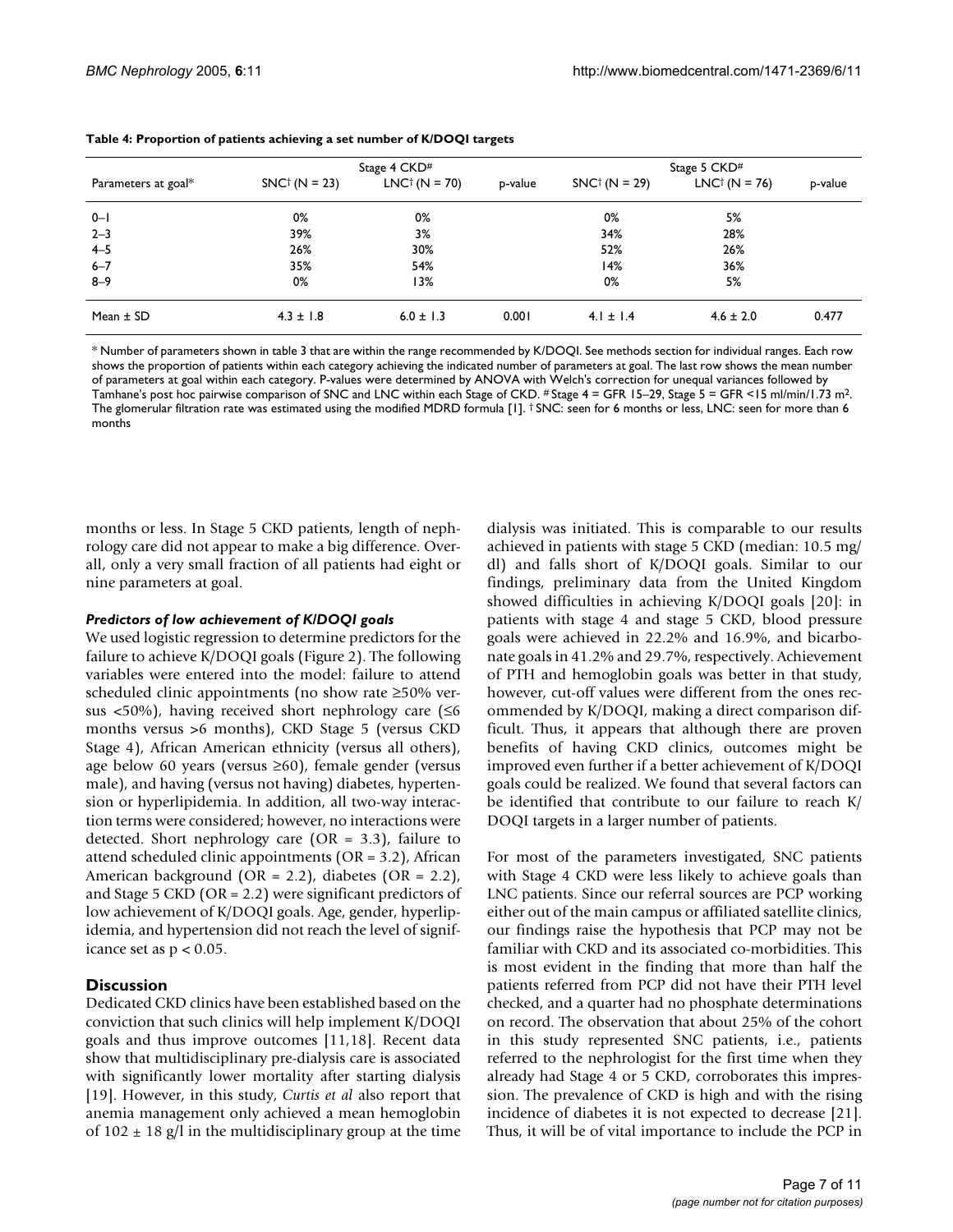**Table 4: Proportion of patients achieving a set number of K/DOQI targets**

| Parameters at goal* | Stage 4 CKD# | | | Stage 5 CKD# | | |
|---|---|---|---|---|---|---|
| | SNC† (N = 23) | LNC† (N = 70) | p-value | SNC† (N = 29) | LNC† (N = 76) | p-value |
| 0–1 | 0% | 0% | | 0% | 5% | |
| 2–3 | 39% | 3% | | 34% | 28% | |
| 4–5 | 26% | 30% | | 52% | 26% | |
| 6–7 | 35% | 54% | | 14% | 36% | |
| 8–9 | 0% | 13% | | 0% | 5% | |
| Mean ± SD | 4.3 ± 1.8 | 6.0 ± 1.3 | 0.001 | 4.1 ± 1.4 | 4.6 ± 2.0 | 0.477 |

* Number of parameters shown in table 3 that are within the range recommended by K/DOQI. See methods section for individual ranges. Each row shows the proportion of patients within each category achieving the indicated number of parameters at goal. The last row shows the mean number of parameters at goal within each category. P-values were determined by ANOVA with Welch's correction for unequal variances followed by Tamhane's post hoc pairwise comparison of SNC and LNC within each Stage of CKD. # Stage 4 = GFR 15–29, Stage 5 = GFR <15 ml/min/1.73 $m^2$. The glomerular filtration rate was estimated using the modified MDRD formula [1]. † SNC: seen for 6 months or less, LNC: seen for more than 6 months

months or less. In Stage 5 CKD patients, length of nephrology care did not appear to make a big difference. Overall, only a very small fraction of all patients had eight or nine parameters at goal.

### *Predictors of low achievement of K/DOQI goals*

We used logistic regression to determine predictors for the failure to achieve K/DOQI goals (Figure 2). The following variables were entered into the model: failure to attend scheduled clinic appointments (no show rate ≥50% versus <50%), having received short nephrology care (≤6 months versus >6 months), CKD Stage 5 (versus CKD Stage 4), African American ethnicity (versus all others), age below 60 years (versus ≥60), female gender (versus male), and having (versus not having) diabetes, hypertension or hyperlipidemia. In addition, all two-way interaction terms were considered; however, no interactions were detected. Short nephrology care (OR = 3.3), failure to attend scheduled clinic appointments (OR = 3.2), African American background (OR = 2.2), diabetes (OR = 2.2), and Stage 5 CKD (OR = 2.2) were significant predictors of low achievement of K/DOQI goals. Age, gender, hyperlipidemia, and hypertension did not reach the level of significance set as $p < 0.05$.

## Discussion

Dedicated CKD clinics have been established based on the conviction that such clinics will help implement K/DOQI goals and thus improve outcomes [11,18]. Recent data show that multidisciplinary pre-dialysis care is associated with significantly lower mortality after starting dialysis [19]. However, in this study, *Curtis et al* also report that anemia management only achieved a mean hemoglobin of 102 ± 18 g/l in the multidisciplinary group at the time dialysis was initiated. This is comparable to our results achieved in patients with stage 5 CKD (median: 10.5 mg/dl) and falls short of K/DOQI goals. Similar to our findings, preliminary data from the United Kingdom showed difficulties in achieving K/DOQI goals [20]: in patients with stage 4 and stage 5 CKD, blood pressure goals were achieved in 22.2% and 16.9%, and bicarbonate goals in 41.2% and 29.7%, respectively. Achievement of PTH and hemoglobin goals was better in that study, however, cut-off values were different from the ones recommended by K/DOQI, making a direct comparison difficult. Thus, it appears that although there are proven benefits of having CKD clinics, outcomes might be improved even further if a better achievement of K/DOQI goals could be realized. We found that several factors can be identified that contribute to our failure to reach K/DOQI targets in a larger number of patients.

For most of the parameters investigated, SNC patients with Stage 4 CKD were less likely to achieve goals than LNC patients. Since our referral sources are PCP working either out of the main campus or affiliated satellite clinics, our findings raise the hypothesis that PCP may not be familiar with CKD and its associated co-morbidities. This is most evident in the finding that more than half the patients referred from PCP did not have their PTH level checked, and a quarter had no phosphate determinations on record. The observation that about 25% of the cohort in this study represented SNC patients, i.e., patients referred to the nephrologist for the first time when they already had Stage 4 or 5 CKD, corroborates this impression. The prevalence of CKD is high and with the rising incidence of diabetes it is not expected to decrease [21]. Thus, it will be of vital importance to include the PCP in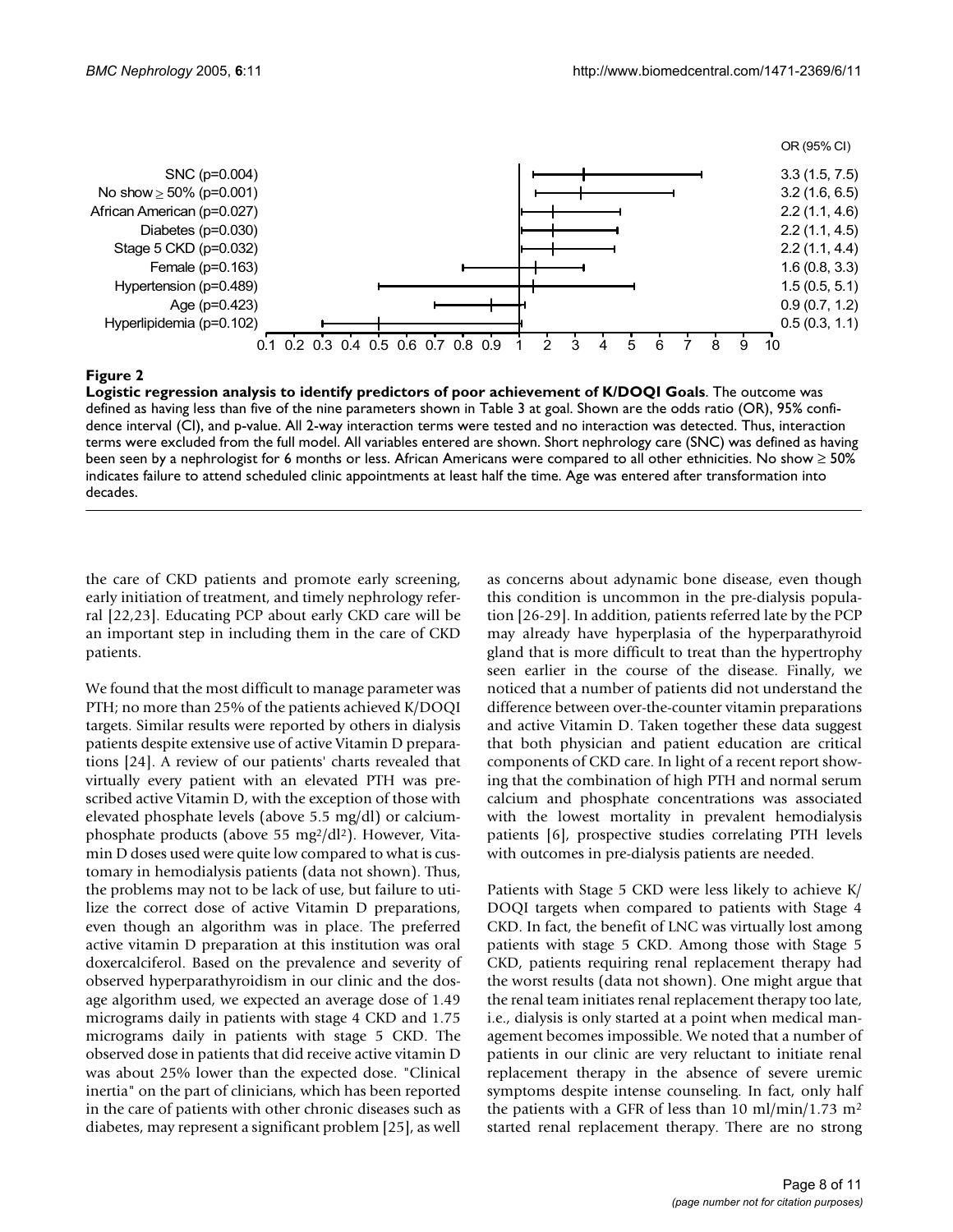| Variable | OR (95% CI) |
| --- | --- |
| SNC (p=0.004) | 3.3 (1.5, 7.5) |
| No show ≥ 50% (p=0.001) | 3.2 (1.6, 6.5) |
| African American (p=0.027) | 2.2 (1.1, 4.6) |
| Diabetes (p=0.030) | 2.2 (1.1, 4.5) |
| Stage 5 CKD (p=0.032) | 2.2 (1.1, 4.4) |
| Female (p=0.163) | 1.6 (0.8, 3.3) |
| Hypertension (p=0.489) | 1.5 (0.5, 5.1) |
| Age (p=0.423) | 0.9 (0.7, 1.2) |
| Hyperlipidemia (p=0.102) | 0.5 (0.3, 1.1) |

**Figure 2**

**Logistic regression analysis to identify predictors of poor achievement of K/DOQI Goals**. The outcome was defined as having less than five of the nine parameters shown in Table 3 at goal. Shown are the odds ratio (OR), 95% confidence interval (CI), and p-value. All 2-way interaction terms were tested and no interaction was detected. Thus, interaction terms were excluded from the full model. All variables entered are shown. Short nephrology care (SNC) was defined as having been seen by a nephrologist for 6 months or less. African Americans were compared to all other ethnicities. No show ≥ 50% indicates failure to attend scheduled clinic appointments at least half the time. Age was entered after transformation into decades.

the care of CKD patients and promote early screening, early initiation of treatment, and timely nephrology referral [22,23]. Educating PCP about early CKD care will be an important step in including them in the care of CKD patients.

We found that the most difficult to manage parameter was PTH; no more than 25% of the patients achieved K/DOQI targets. Similar results were reported by others in dialysis patients despite extensive use of active Vitamin D preparations [24]. A review of our patients' charts revealed that virtually every patient with an elevated PTH was prescribed active Vitamin D, with the exception of those with elevated phosphate levels (above 5.5 mg/dl) or calcium-phosphate products (above 55 $mg^2/dl^2$). However, Vitamin D doses used were quite low compared to what is customary in hemodialysis patients (data not shown). Thus, the problems may not to be lack of use, but failure to utilize the correct dose of active Vitamin D preparations, even though an algorithm was in place. The preferred active vitamin D preparation at this institution was oral doxercalciferol. Based on the prevalence and severity of observed hyperparathyroidism in our clinic and the dosage algorithm used, we expected an average dose of 1.49 micrograms daily in patients with stage 4 CKD and 1.75 micrograms daily in patients with stage 5 CKD. The observed dose in patients that did receive active vitamin D was about 25% lower than the expected dose. "Clinical inertia" on the part of clinicians, which has been reported in the care of patients with other chronic diseases such as diabetes, may represent a significant problem [25], as well as concerns about adynamic bone disease, even though this condition is uncommon in the pre-dialysis population [26-29]. In addition, patients referred late by the PCP may already have hyperplasia of the hyperparathyroid gland that is more difficult to treat than the hypertrophy seen earlier in the course of the disease. Finally, we noticed that a number of patients did not understand the difference between over-the-counter vitamin preparations and active Vitamin D. Taken together these data suggest that both physician and patient education are critical components of CKD care. In light of a recent report showing that the combination of high PTH and normal serum calcium and phosphate concentrations was associated with the lowest mortality in prevalent hemodialysis patients [6], prospective studies correlating PTH levels with outcomes in pre-dialysis patients are needed.

Patients with Stage 5 CKD were less likely to achieve K/DOQI targets when compared to patients with Stage 4 CKD. In fact, the benefit of LNC was virtually lost among patients with stage 5 CKD. Among those with Stage 5 CKD, patients requiring renal replacement therapy had the worst results (data not shown). One might argue that the renal team initiates renal replacement therapy too late, i.e., dialysis is only started at a point when medical management becomes impossible. We noted that a number of patients in our clinic are very reluctant to initiate renal replacement therapy in the absence of severe uremic symptoms despite intense counseling. In fact, only half the patients with a GFR of less than 10 ml/min/1.73 $m^2$ started renal replacement therapy. There are no strong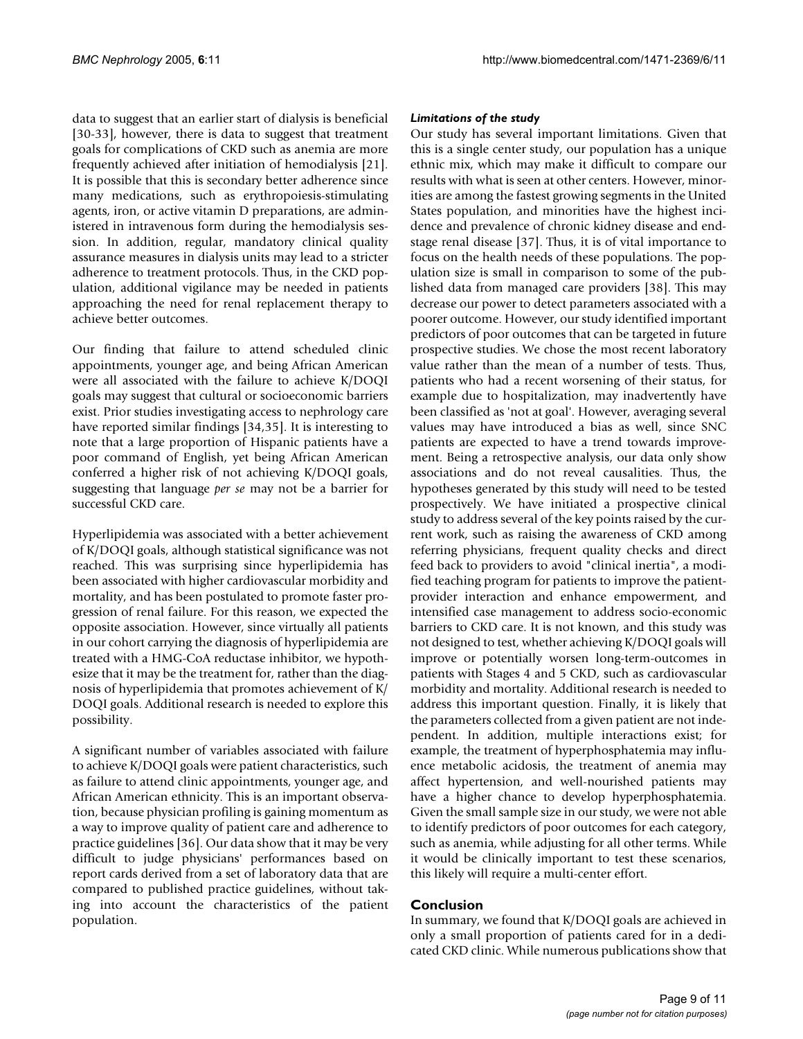data to suggest that an earlier start of dialysis is beneficial [30-33], however, there is data to suggest that treatment goals for complications of CKD such as anemia are more frequently achieved after initiation of hemodialysis [21]. It is possible that this is secondary better adherence since many medications, such as erythropoiesis-stimulating agents, iron, or active vitamin D preparations, are administered in intravenous form during the hemodialysis session. In addition, regular, mandatory clinical quality assurance measures in dialysis units may lead to a stricter adherence to treatment protocols. Thus, in the CKD population, additional vigilance may be needed in patients approaching the need for renal replacement therapy to achieve better outcomes.

Our finding that failure to attend scheduled clinic appointments, younger age, and being African American were all associated with the failure to achieve K/DOQI goals may suggest that cultural or socioeconomic barriers exist. Prior studies investigating access to nephrology care have reported similar findings [34,35]. It is interesting to note that a large proportion of Hispanic patients have a poor command of English, yet being African American conferred a higher risk of not achieving K/DOQI goals, suggesting that language *per se* may not be a barrier for successful CKD care.

Hyperlipidemia was associated with a better achievement of K/DOQI goals, although statistical significance was not reached. This was surprising since hyperlipidemia has been associated with higher cardiovascular morbidity and mortality, and has been postulated to promote faster progression of renal failure. For this reason, we expected the opposite association. However, since virtually all patients in our cohort carrying the diagnosis of hyperlipidemia are treated with a HMG-CoA reductase inhibitor, we hypothesize that it may be the treatment for, rather than the diagnosis of hyperlipidemia that promotes achievement of K/DOQI goals. Additional research is needed to explore this possibility.

A significant number of variables associated with failure to achieve K/DOQI goals were patient characteristics, such as failure to attend clinic appointments, younger age, and African American ethnicity. This is an important observation, because physician profiling is gaining momentum as a way to improve quality of patient care and adherence to practice guidelines [36]. Our data show that it may be very difficult to judge physicians' performances based on report cards derived from a set of laboratory data that are compared to published practice guidelines, without taking into account the characteristics of the patient population.

### *Limitations of the study*

Our study has several important limitations. Given that this is a single center study, our population has a unique ethnic mix, which may make it difficult to compare our results with what is seen at other centers. However, minorities are among the fastest growing segments in the United States population, and minorities have the highest incidence and prevalence of chronic kidney disease and end-stage renal disease [37]. Thus, it is of vital importance to focus on the health needs of these populations. The population size is small in comparison to some of the published data from managed care providers [38]. This may decrease our power to detect parameters associated with a poorer outcome. However, our study identified important predictors of poor outcomes that can be targeted in future prospective studies. We chose the most recent laboratory value rather than the mean of a number of tests. Thus, patients who had a recent worsening of their status, for example due to hospitalization, may inadvertently have been classified as 'not at goal'. However, averaging several values may have introduced a bias as well, since SNC patients are expected to have a trend towards improvement. Being a retrospective analysis, our data only show associations and do not reveal causalities. Thus, the hypotheses generated by this study will need to be tested prospectively. We have initiated a prospective clinical study to address several of the key points raised by the current work, such as raising the awareness of CKD among referring physicians, frequent quality checks and direct feed back to providers to avoid "clinical inertia", a modified teaching program for patients to improve the patient-provider interaction and enhance empowerment, and intensified case management to address socio-economic barriers to CKD care. It is not known, and this study was not designed to test, whether achieving K/DOQI goals will improve or potentially worsen long-term-outcomes in patients with Stages 4 and 5 CKD, such as cardiovascular morbidity and mortality. Additional research is needed to address this important question. Finally, it is likely that the parameters collected from a given patient are not independent. In addition, multiple interactions exist; for example, the treatment of hyperphosphatemia may influence metabolic acidosis, the treatment of anemia may affect hypertension, and well-nourished patients may have a higher chance to develop hyperphosphatemia. Given the small sample size in our study, we were not able to identify predictors of poor outcomes for each category, such as anemia, while adjusting for all other terms. While it would be clinically important to test these scenarios, this likely will require a multi-center effort.

## Conclusion

In summary, we found that K/DOQI goals are achieved in only a small proportion of patients cared for in a dedicated CKD clinic. While numerous publications show that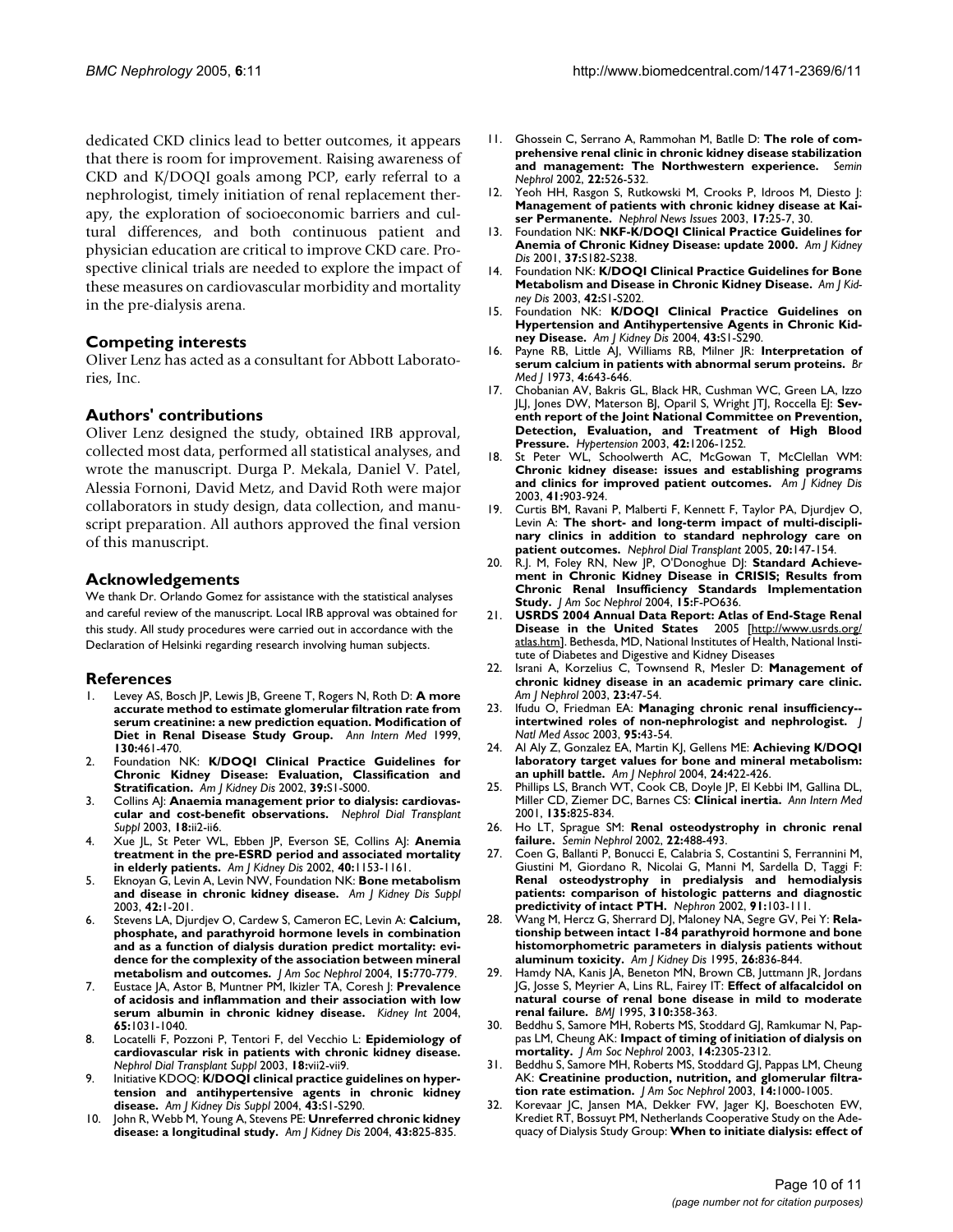dedicated CKD clinics lead to better outcomes, it appears that there is room for improvement. Raising awareness of CKD and K/DOQI goals among PCP, early referral to a nephrologist, timely initiation of renal replacement therapy, the exploration of socioeconomic barriers and cultural differences, and both continuous patient and physician education are critical to improve CKD care. Prospective clinical trials are needed to explore the impact of these measures on cardiovascular morbidity and mortality in the pre-dialysis arena.

## Competing interests

Oliver Lenz has acted as a consultant for Abbott Laboratories, Inc.

## Authors' contributions

Oliver Lenz designed the study, obtained IRB approval, collected most data, performed all statistical analyses, and wrote the manuscript. Durga P. Mekala, Daniel V. Patel, Alessia Fornoni, David Metz, and David Roth were major collaborators in study design, data collection, and manuscript preparation. All authors approved the final version of this manuscript.

## Acknowledgements

We thank Dr. Orlando Gomez for assistance with the statistical analyses and careful review of the manuscript. Local IRB approval was obtained for this study. All study procedures were carried out in accordance with the Declaration of Helsinki regarding research involving human subjects.

## References

1. Levey AS, Bosch JP, Lewis JB, Greene T, Rogers N, Roth D: **A more accurate method to estimate glomerular filtration rate from serum creatinine: a new prediction equation. Modification of Diet in Renal Disease Study Group.** *Ann Intern Med* 1999, **130:**461-470.
2. Foundation NK: **K/DOQI Clinical Practice Guidelines for Chronic Kidney Disease: Evaluation, Classification and Stratification.** *Am J Kidney Dis* 2002, **39:**S1-S000.
3. Collins AJ: **Anaemia management prior to dialysis: cardiovascular and cost-benefit observations.** *Nephrol Dial Transplant Suppl* 2003, **18:**ii2-ii6.
4. Xue JL, St Peter WL, Ebben JP, Everson SE, Collins AJ: **Anemia treatment in the pre-ESRD period and associated mortality in elderly patients.** *Am J Kidney Dis* 2002, **40:**1153-1161.
5. Eknoyan G, Levin A, Levin NW, Foundation NK: **Bone metabolism and disease in chronic kidney disease.** *Am J Kidney Dis Suppl* 2003, **42:**1-201.
6. Stevens LA, Djurdjev O, Cardew S, Cameron EC, Levin A: **Calcium, phosphate, and parathyroid hormone levels in combination and as a function of dialysis duration predict mortality: evidence for the complexity of the association between mineral metabolism and outcomes.** *J Am Soc Nephrol* 2004, **15:**770-779.
7. Eustace JA, Astor B, Muntner PM, Ikizler TA, Coresh J: **Prevalence of acidosis and inflammation and their association with low serum albumin in chronic kidney disease.** *Kidney Int* 2004, **65:**1031-1040.
8. Locatelli F, Pozzoni P, Tentori F, del Vecchio L: **Epidemiology of cardiovascular risk in patients with chronic kidney disease.** *Nephrol Dial Transplant Suppl* 2003, **18:**vii2-vii9.
9. Initiative KDOQ: **K/DOQI clinical practice guidelines on hypertension and antihypertensive agents in chronic kidney disease.** *Am J Kidney Dis Suppl* 2004, **43:**S1-S290.
10. John R, Webb M, Young A, Stevens PE: **Unreferred chronic kidney disease: a longitudinal study.** *Am J Kidney Dis* 2004, **43:**825-835.
11. Ghossein C, Serrano A, Rammohan M, Batlle D: **The role of comprehensive renal clinic in chronic kidney disease stabilization and management: The Northwestern experience.** *Semin Nephrol* 2002, **22:**526-532.
12. Yeoh HH, Rasgon S, Rutkowski M, Crooks P, Idroos M, Diesto J: **Management of patients with chronic kidney disease at Kaiser Permanente.** *Nephrol News Issues* 2003, **17:**25-7, 30.
13. Foundation NK: **NKF-K/DOQI Clinical Practice Guidelines for Anemia of Chronic Kidney Disease: update 2000.** *Am J Kidney Dis* 2001, **37:**S182-S238.
14. Foundation NK: **K/DOQI Clinical Practice Guidelines for Bone Metabolism and Disease in Chronic Kidney Disease.** *Am J Kidney Dis* 2003, **42:**S1-S202.
15. Foundation NK: **K/DOQI Clinical Practice Guidelines on Hypertension and Antihypertensive Agents in Chronic Kidney Disease.** *Am J Kidney Dis* 2004, **43:**S1-S290.
16. Payne RB, Little AJ, Williams RB, Milner JR: **Interpretation of serum calcium in patients with abnormal serum proteins.** *Br Med J* 1973, **4:**643-646.
17. Chobanian AV, Bakris GL, Black HR, Cushman WC, Green LA, Izzo JLJ, Jones DW, Materson BJ, Oparil S, Wright JTJ, Roccella EJ: **Seventh report of the Joint National Committee on Prevention, Detection, Evaluation, and Treatment of High Blood Pressure.** *Hypertension* 2003, **42:**1206-1252.
18. St Peter WL, Schoolwerth AC, McGowan T, McClellan WM: **Chronic kidney disease: issues and establishing programs and clinics for improved patient outcomes.** *Am J Kidney Dis* 2003, **41:**903-924.
19. Curtis BM, Ravani P, Malberti F, Kennett F, Taylor PA, Djurdjev O, Levin A: **The short- and long-term impact of multi-disciplinary clinics in addition to standard nephrology care on patient outcomes.** *Nephrol Dial Transplant* 2005, **20:**147-154.
20. R.J. M, Foley RN, New JP, O'Donoghue DJ: **Standard Achievement in Chronic Kidney Disease in CRISIS; Results from Chronic Renal Insufficiency Standards Implementation Study.** *J Am Soc Nephrol* 2004, **15:**F-PO636.
21. **USRDS 2004 Annual Data Report: Atlas of End-Stage Renal Disease in the United States** 2005 [http://www.usrds.org/atlas.htm]. Bethesda, MD, National Institutes of Health, National Institute of Diabetes and Digestive and Kidney Diseases
22. Israni A, Korzelius C, Townsend R, Mesler D: **Management of chronic kidney disease in an academic primary care clinic.** *Am J Nephrol* 2003, **23:**47-54.
23. Ifudu O, Friedman EA: **Managing chronic renal insufficiency--intertwined roles of non-nephrologist and nephrologist.** *J Natl Med Assoc* 2003, **95:**43-54.
24. Al Aly Z, Gonzalez EA, Martin KJ, Gellens ME: **Achieving K/DOQI laboratory target values for bone and mineral metabolism: an uphill battle.** *Am J Nephrol* 2004, **24:**422-426.
25. Phillips LS, Branch WT, Cook CB, Doyle JP, El Kebbi IM, Gallina DL, Miller CD, Ziemer DC, Barnes CS: **Clinical inertia.** *Ann Intern Med* 2001, **135:**825-834.
26. Ho LT, Sprague SM: **Renal osteodystrophy in chronic renal failure.** *Semin Nephrol* 2002, **22:**488-493.
27. Coen G, Ballanti P, Bonucci E, Calabria S, Costantini S, Ferrannini M, Giustini M, Giordano R, Nicolai G, Manni M, Sardella D, Taggi F: **Renal osteodystrophy in predialysis and hemodialysis patients: comparison of histologic patterns and diagnostic predictivity of intact PTH.** *Nephron* 2002, **91:**103-111.
28. Wang M, Hercz G, Sherrard DJ, Maloney NA, Segre GV, Pei Y: **Relationship between intact 1-84 parathyroid hormone and bone histomorphometric parameters in dialysis patients without aluminum toxicity.** *Am J Kidney Dis* 1995, **26:**836-844.
29. Hamdy NA, Kanis JA, Beneton MN, Brown CB, Juttmann JR, Jordans JG, Josse S, Meyrier A, Lins RL, Fairey IT: **Effect of alfacalcidol on natural course of renal bone disease in mild to moderate renal failure.** *BMJ* 1995, **310:**358-363.
30. Beddhu S, Samore MH, Roberts MS, Stoddard GJ, Ramkumar N, Pappas LM, Cheung AK: **Impact of timing of initiation of dialysis on mortality.** *J Am Soc Nephrol* 2003, **14:**2305-2312.
31. Beddhu S, Samore MH, Roberts MS, Stoddard GJ, Pappas LM, Cheung AK: **Creatinine production, nutrition, and glomerular filtration rate estimation.** *J Am Soc Nephrol* 2003, **14:**1000-1005.
32. Korevaar JC, Jansen MA, Dekker FW, Jager KJ, Boeschoten EW, Krediet RT, Bossuyt PM, Netherlands Cooperative Study on the Adequacy of Dialysis Study Group: **When to initiate dialysis: effect of**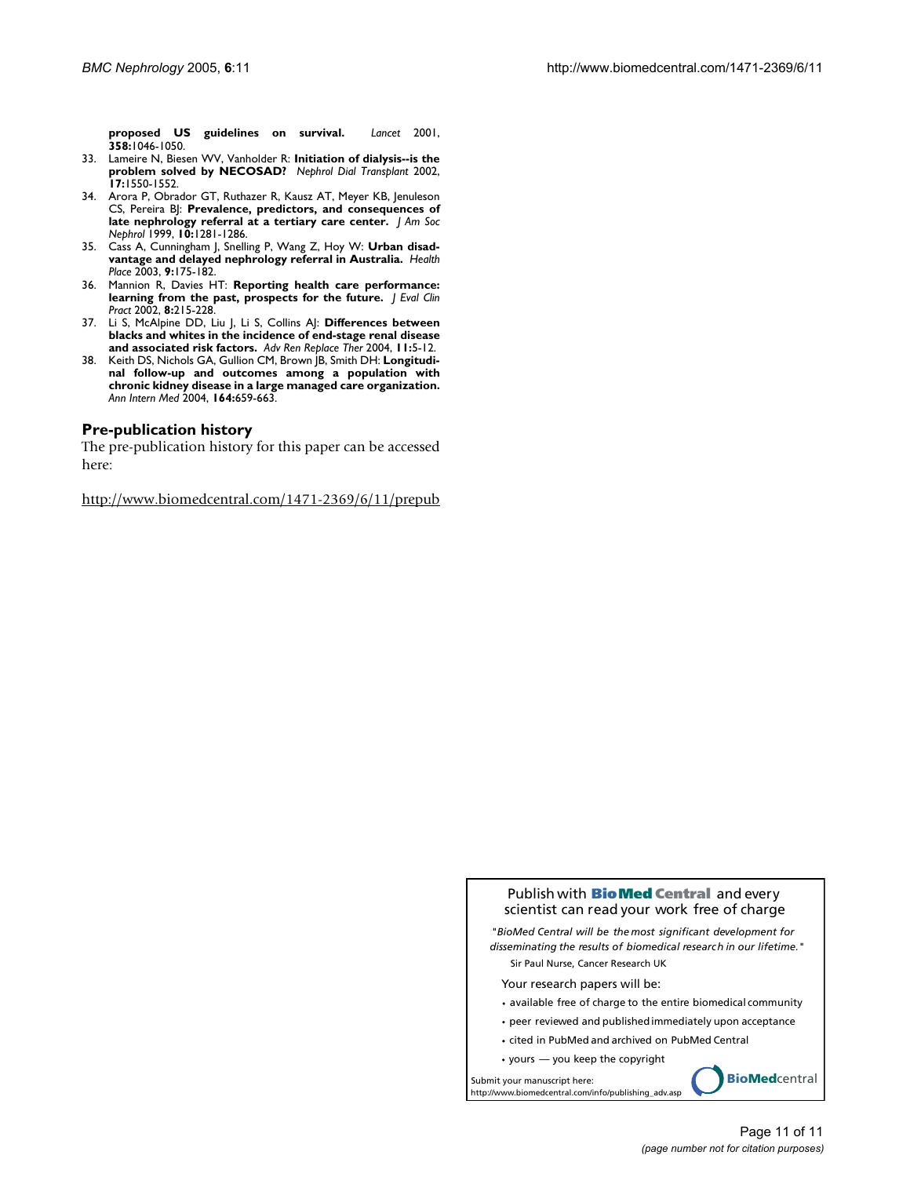proposed US guidelines on survival. *Lancet* 2001, **358:**1046-1050.

33. Lameire N, Biesen WV, Vanholder R: **Initiation of dialysis--is the problem solved by NECOSAD?** *Nephrol Dial Transplant* 2002, **17:**1550-1552.
34. Arora P, Obrador GT, Ruthazer R, Kausz AT, Meyer KB, Jenuleson CS, Pereira BJ: **Prevalence, predictors, and consequences of late nephrology referral at a tertiary care center.** *J Am Soc Nephrol* 1999, **10:**1281-1286.
35. Cass A, Cunningham J, Snelling P, Wang Z, Hoy W: **Urban disadvantage and delayed nephrology referral in Australia.** *Health Place* 2003, **9:**175-182.
36. Mannion R, Davies HT: **Reporting health care performance: learning from the past, prospects for the future.** *J Eval Clin Pract* 2002, **8:**215-228.
37. Li S, McAlpine DD, Liu J, Li S, Collins AJ: **Differences between blacks and whites in the incidence of end-stage renal disease and associated risk factors.** *Adv Ren Replace Ther* 2004, **11:**5-12.
38. Keith DS, Nichols GA, Gullion CM, Brown JB, Smith DH: **Longitudinal follow-up and outcomes among a population with chronic kidney disease in a large managed care organization.** *Ann Intern Med* 2004, **164:**659-663.

## Pre-publication history

The pre-publication history for this paper can be accessed here:

http://www.biomedcentral.com/1471-2369/6/11/prepub

Publish with **BioMed Central** and every scientist can read your work free of charge

*"BioMed Central will be the most significant development for disseminating the results of biomedical research in our lifetime."*

Sir Paul Nurse, Cancer Research UK

Your research papers will be:

- available free of charge to the entire biomedical community
- peer reviewed and published immediately upon acceptance
- cited in PubMed and archived on PubMed Central
- yours — you keep the copyright

Submit your manuscript here:
http://www.biomedcentral.com/info/publishing_adv.asp

BioMedcentral